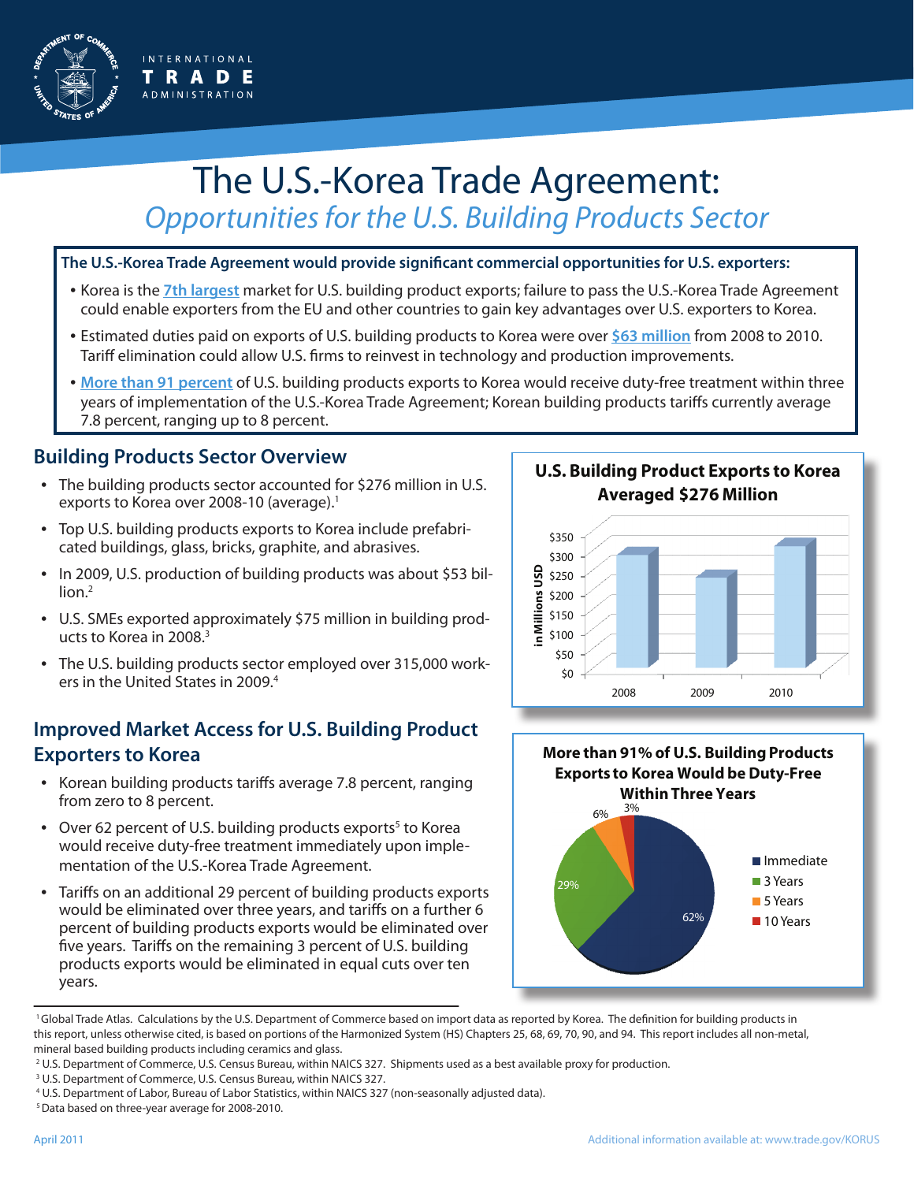# The U.S.-Korea Trade Agreement:

## *Opportunities for the U.S. Building Products Sector*

**The U.S.-Korea Trade Agreement would provide significant commercial opportunities for U.S. exporters:**

- Korea is the **7th largest** market for U.S. building product exports; failure to pass the U.S.-Korea Trade Agreement could enable exporters from the EU and other countries to gain key advantages over U.S. exporters to Korea.
- Estimated duties paid on exports of U.S. building products to Korea were over **$63 million** from 2008 to 2010. Tariff elimination could allow U.S. firms to reinvest in technology and production improvements.
- **More than 91 percent** of U.S. building products exports to Korea would receive duty-free treatment within three years of implementation of the U.S.-Korea Trade Agreement; Korean building products tariffs currently average 7.8 percent, ranging up to 8 percent.

## Building Products Sector Overview

- The building products sector accounted for $276 million in U.S. exports to Korea over 2008-10 (average).[1]
- Top U.S. building products exports to Korea include prefabricated buildings, glass, bricks, graphite, and abrasives.
- In 2009, U.S. production of building products was about $53 billion.[2]
- U.S. SMEs exported approximately $75 million in building products to Korea in 2008.[3]
- The U.S. building products sector employed over 315,000 workers in the United States in 2009.[4]

**U.S. Building Product Exports to Korea Averaged $276 Million**

## Improved Market Access for U.S. Building Product Exporters to Korea

- Korean building products tariffs average 7.8 percent, ranging from zero to 8 percent.
- Over 62 percent of U.S. building products exports[5] to Korea would receive duty-free treatment immediately upon implementation of the U.S.-Korea Trade Agreement.
- Tariffs on an additional 29 percent of building products exports would be eliminated over three years, and tariffs on a further 6 percent of building products exports would be eliminated over five years. Tariffs on the remaining 3 percent of U.S. building products exports would be eliminated in equal cuts over ten years.

**More than 91% of U.S. Building Products Exports to Korea Would be Duty-Free Within Three Years**

---

[1] Global Trade Atlas. Calculations by the U.S. Department of Commerce based on import data as reported by Korea. The definition for building products in this report, unless otherwise cited, is based on portions of the Harmonized System (HS) Chapters 25, 68, 69, 70, 90, and 94. This report includes all non-metal, mineral based building products including ceramics and glass.

[2] U.S. Department of Commerce, U.S. Census Bureau, within NAICS 327. Shipments used as a best available proxy for production.

[3] U.S. Department of Commerce, U.S. Census Bureau, within NAICS 327.

[4] U.S. Department of Labor, Bureau of Labor Statistics, within NAICS 327 (non-seasonally adjusted data).

[5] Data based on three-year average for 2008-2010.

April 2011

Additional information available at: www.trade.gov/KORUS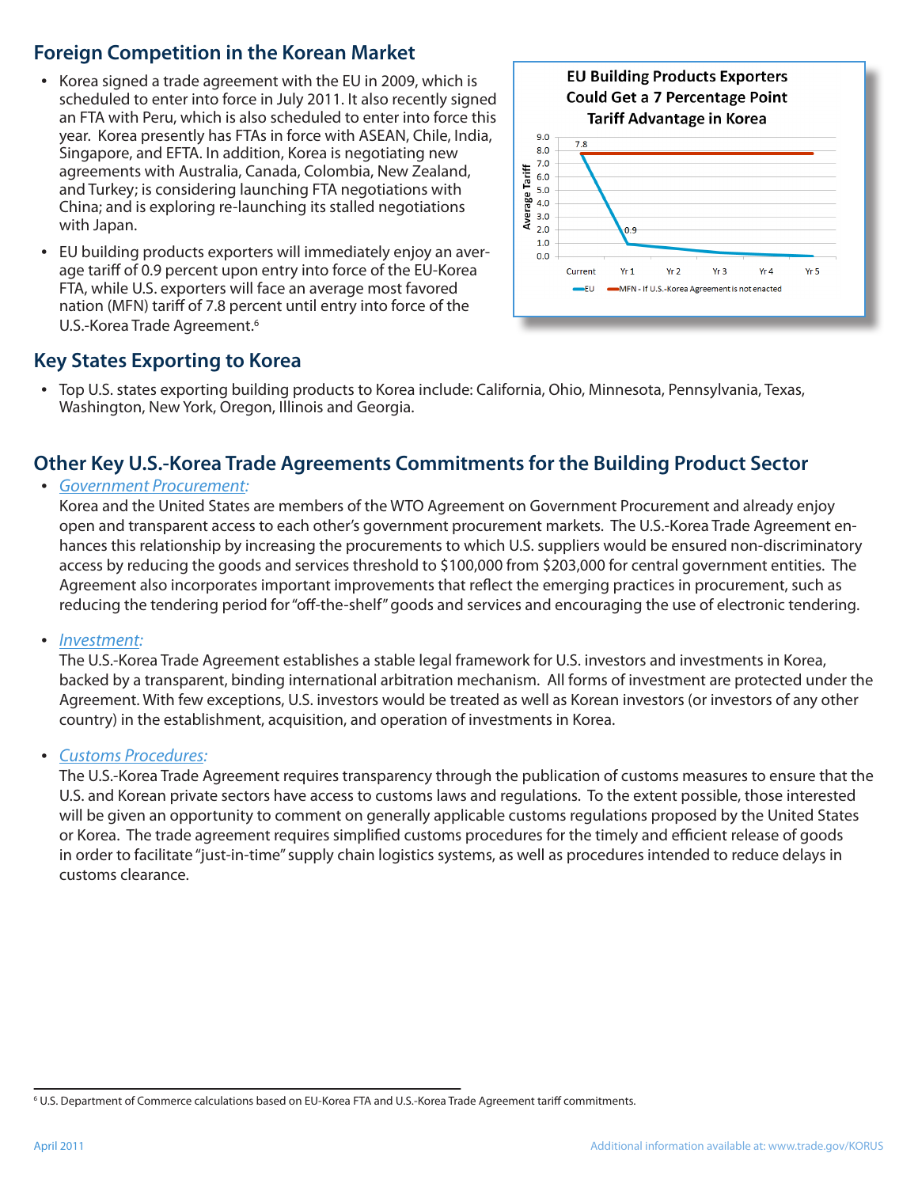## Foreign Competition in the Korean Market

- Korea signed a trade agreement with the EU in 2009, which is scheduled to enter into force in July 2011. It also recently signed an FTA with Peru, which is also scheduled to enter into force this year. Korea presently has FTAs in force with ASEAN, Chile, India, Singapore, and EFTA. In addition, Korea is negotiating new agreements with Australia, Canada, Colombia, New Zealand, and Turkey; is considering launching FTA negotiations with China; and is exploring re-launching its stalled negotiations with Japan.
- EU building products exporters will immediately enjoy an average tariff of 0.9 percent upon entry into force of the EU-Korea FTA, while U.S. exporters will face an average most favored nation (MFN) tariff of 7.8 percent until entry into force of the U.S.-Korea Trade Agreement.[6]

**EU Building Products Exporters Could Get a 7 Percentage Point Tariff Advantage in Korea**

Average Tariff

9.0
8.0
7.0
6.0
5.0
4.0
3.0
2.0
1.0
0.0

7.8

0.9

Current
Yr 1
Yr 2
Yr 3
Yr 4
Yr 5

EU
MFN - If U.S.-Korea Agreement is not enacted

## Key States Exporting to Korea

- Top U.S. states exporting building products to Korea include: California, Ohio, Minnesota, Pennsylvania, Texas, Washington, New York, Oregon, Illinois and Georgia.

## Other Key U.S.-Korea Trade Agreements Commitments for the Building Product Sector

- *Government Procurement:*
  Korea and the United States are members of the WTO Agreement on Government Procurement and already enjoy open and transparent access to each other's government procurement markets. The U.S.-Korea Trade Agreement enhances this relationship by increasing the procurements to which U.S. suppliers would be ensured non-discriminatory access by reducing the goods and services threshold to $100,000 from $203,000 for central government entities. The Agreement also incorporates important improvements that reflect the emerging practices in procurement, such as reducing the tendering period for "off-the-shelf" goods and services and encouraging the use of electronic tendering.

- *Investment:*
  The U.S.-Korea Trade Agreement establishes a stable legal framework for U.S. investors and investments in Korea, backed by a transparent, binding international arbitration mechanism. All forms of investment are protected under the Agreement. With few exceptions, U.S. investors would be treated as well as Korean investors (or investors of any other country) in the establishment, acquisition, and operation of investments in Korea.

- *Customs Procedures:*
  The U.S.-Korea Trade Agreement requires transparency through the publication of customs measures to ensure that the U.S. and Korean private sectors have access to customs laws and regulations. To the extent possible, those interested will be given an opportunity to comment on generally applicable customs regulations proposed by the United States or Korea. The trade agreement requires simplified customs procedures for the timely and efficient release of goods in order to facilitate "just-in-time" supply chain logistics systems, as well as procedures intended to reduce delays in customs clearance.

---

[6] U.S. Department of Commerce calculations based on EU-Korea FTA and U.S.-Korea Trade Agreement tariff commitments.

April 2011

Additional information available at: www.trade.gov/KORUS